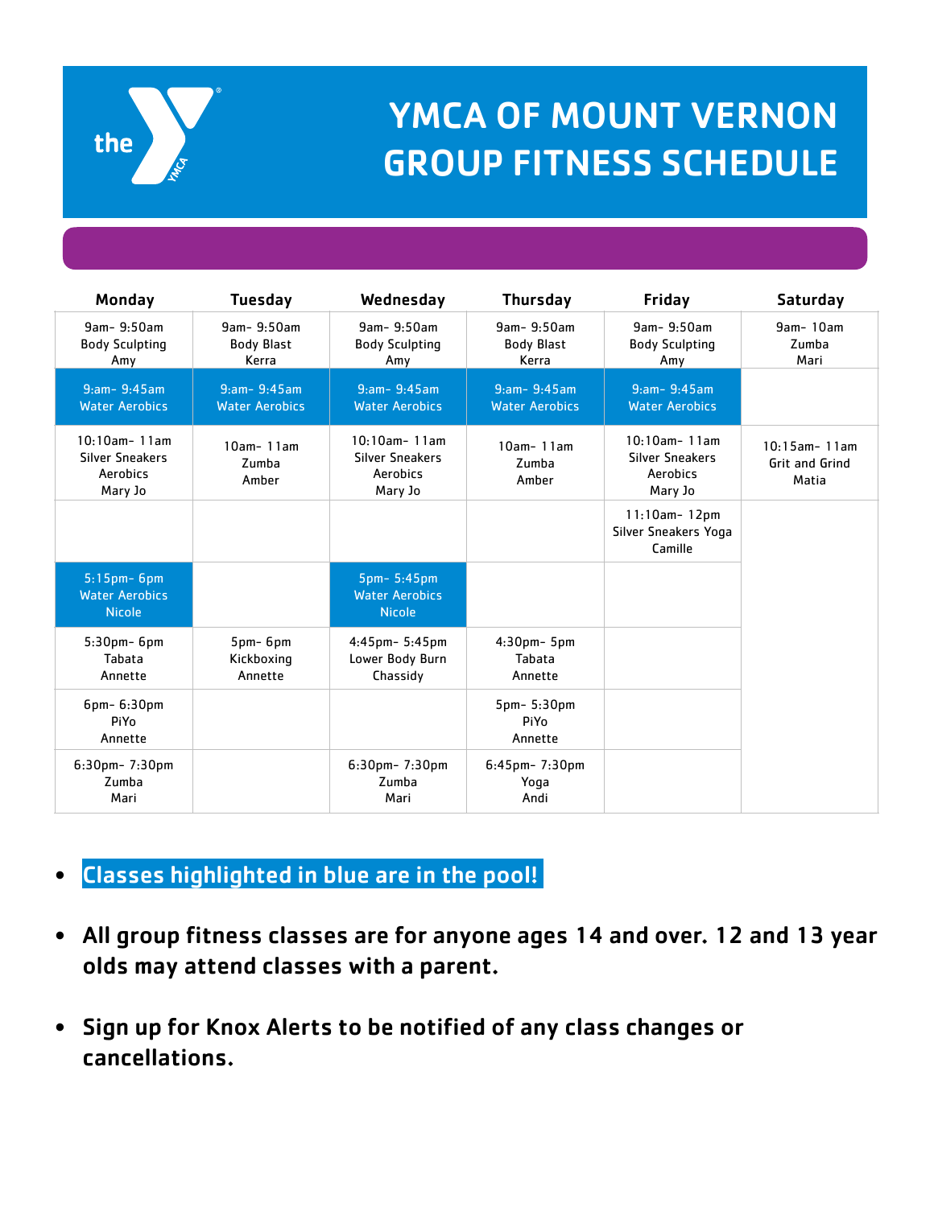# YMCA OF MOUNT VERNON GROUP FITNESS SCHEDULE

| Monday | Tuesday | Wednesday | Thursday | Friday | Saturday |
|---|---|---|---|---|---|
| 9am- 9:50am Body Sculpting Amy | 9am- 9:50am Body Blast Kerra | 9am- 9:50am Body Sculpting Amy | 9am- 9:50am Body Blast Kerra | 9am- 9:50am Body Sculpting Amy | 9am- 10am Zumba Mari |
| 9:am- 9:45am Water Aerobics | 9:am- 9:45am Water Aerobics | 9:am- 9:45am Water Aerobics | 9:am- 9:45am Water Aerobics | 9:am- 9:45am Water Aerobics | |
| 10:10am- 11am Silver Sneakers Aerobics Mary Jo | 10am- 11am Zumba Amber | 10:10am- 11am Silver Sneakers Aerobics Mary Jo | 10am- 11am Zumba Amber | 10:10am- 11am Silver Sneakers Aerobics Mary Jo | 10:15am- 11am Grit and Grind Matia |
| | | | | 11:10am- 12pm Silver Sneakers Yoga Camille | |
| 5:15pm- 6pm Water Aerobics Nicole | | 5pm- 5:45pm Water Aerobics Nicole | | | |
| 5:30pm- 6pm Tabata Annette | 5pm- 6pm Kickboxing Annette | 4:45pm- 5:45pm Lower Body Burn Chassidy | 4:30pm- 5pm Tabata Annette | | |
| 6pm- 6:30pm PiYo Annette | | | 5pm- 5:30pm PiYo Annette | | |
| 6:30pm- 7:30pm Zumba Mari | | 6:30pm- 7:30pm Zumba Mari | 6:45pm- 7:30pm Yoga Andi | | |

- **Classes highlighted in blue are in the pool!**
- **All group fitness classes are for anyone ages 14 and over. 12 and 13 year olds may attend classes with a parent.**
- **Sign up for Knox Alerts to be notified of any class changes or cancellations.**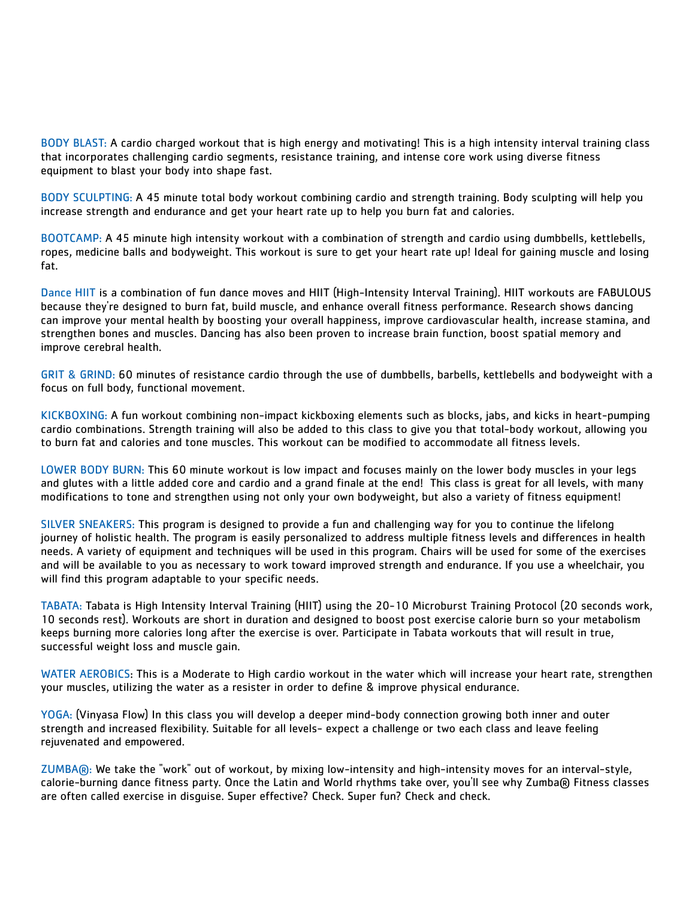BODY BLAST: A cardio charged workout that is high energy and motivating! This is a high intensity interval training class that incorporates challenging cardio segments, resistance training, and intense core work using diverse fitness equipment to blast your body into shape fast.

BODY SCULPTING: A 45 minute total body workout combining cardio and strength training. Body sculpting will help you increase strength and endurance and get your heart rate up to help you burn fat and calories.

BOOTCAMP: A 45 minute high intensity workout with a combination of strength and cardio using dumbbells, kettlebells, ropes, medicine balls and bodyweight. This workout is sure to get your heart rate up! Ideal for gaining muscle and losing fat.

Dance HIIT is a combination of fun dance moves and HIIT (High-Intensity Interval Training). HIIT workouts are FABULOUS because they're designed to burn fat, build muscle, and enhance overall fitness performance. Research shows dancing can improve your mental health by boosting your overall happiness, improve cardiovascular health, increase stamina, and strengthen bones and muscles. Dancing has also been proven to increase brain function, boost spatial memory and improve cerebral health.

GRIT & GRIND: 60 minutes of resistance cardio through the use of dumbbells, barbells, kettlebells and bodyweight with a focus on full body, functional movement.

KICKBOXING: A fun workout combining non-impact kickboxing elements such as blocks, jabs, and kicks in heart-pumping cardio combinations. Strength training will also be added to this class to give you that total-body workout, allowing you to burn fat and calories and tone muscles. This workout can be modified to accommodate all fitness levels.

LOWER BODY BURN: This 60 minute workout is low impact and focuses mainly on the lower body muscles in your legs and glutes with a little added core and cardio and a grand finale at the end! This class is great for all levels, with many modifications to tone and strengthen using not only your own bodyweight, but also a variety of fitness equipment!

SILVER SNEAKERS: This program is designed to provide a fun and challenging way for you to continue the lifelong journey of holistic health. The program is easily personalized to address multiple fitness levels and differences in health needs. A variety of equipment and techniques will be used in this program. Chairs will be used for some of the exercises and will be available to you as necessary to work toward improved strength and endurance. If you use a wheelchair, you will find this program adaptable to your specific needs.

TABATA: Tabata is High Intensity Interval Training (HIIT) using the 20-10 Microburst Training Protocol (20 seconds work, 10 seconds rest). Workouts are short in duration and designed to boost post exercise calorie burn so your metabolism keeps burning more calories long after the exercise is over. Participate in Tabata workouts that will result in true, successful weight loss and muscle gain.

WATER AEROBICS: This is a Moderate to High cardio workout in the water which will increase your heart rate, strengthen your muscles, utilizing the water as a resister in order to define & improve physical endurance.

YOGA: (Vinyasa Flow) In this class you will develop a deeper mind-body connection growing both inner and outer strength and increased flexibility. Suitable for all levels- expect a challenge or two each class and leave feeling rejuvenated and empowered.

ZUMBA®: We take the "work" out of workout, by mixing low-intensity and high-intensity moves for an interval-style, calorie-burning dance fitness party. Once the Latin and World rhythms take over, you'll see why Zumba® Fitness classes are often called exercise in disguise. Super effective? Check. Super fun? Check and check.